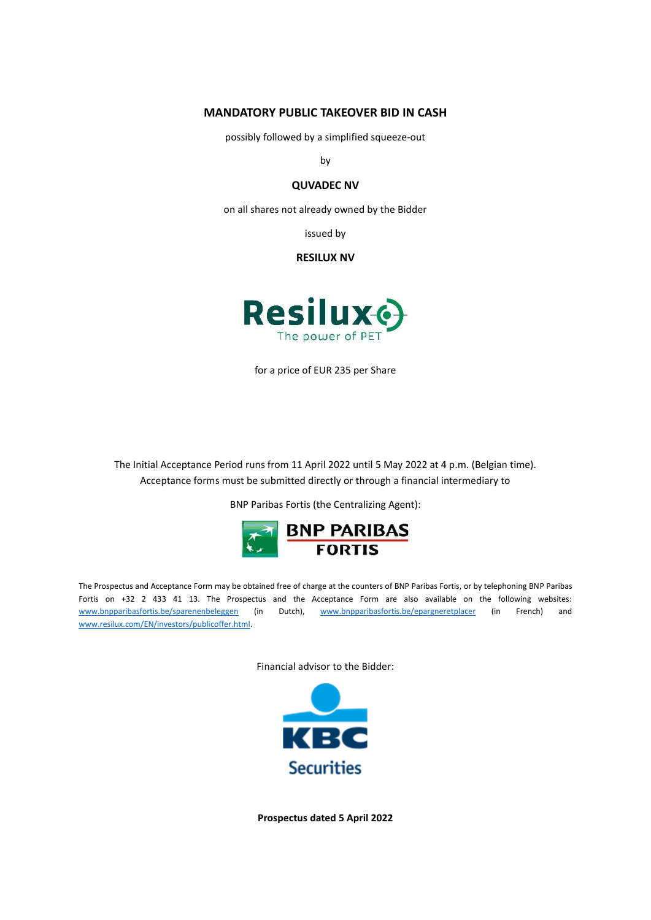# MANDATORY PUBLIC TAKEOVER BID IN CASH

possibly followed by a simplified squeeze-out

by

**QUVADEC NV**

on all shares not already owned by the Bidder

issued by

**RESILUX NV**

Resilux
The power of PET

for a price of EUR 235 per Share

The Initial Acceptance Period runs from 11 April 2022 until 5 May 2022 at 4 p.m. (Belgian time). Acceptance forms must be submitted directly or through a financial intermediary to

BNP Paribas Fortis (the Centralizing Agent):

BNP PARIBAS FORTIS

The Prospectus and Acceptance Form may be obtained free of charge at the counters of BNP Paribas Fortis, or by telephoning BNP Paribas Fortis on +32 2 433 41 13. The Prospectus and the Acceptance Form are also available on the following websites: www.bnpparibasfortis.be/sparenenbeleggen (in Dutch), www.bnpparibasfortis.be/epargneretplacer (in French) and www.resilux.com/EN/investors/publicoffer.html.

Financial advisor to the Bidder:

KBC Securities

**Prospectus dated 5 April 2022**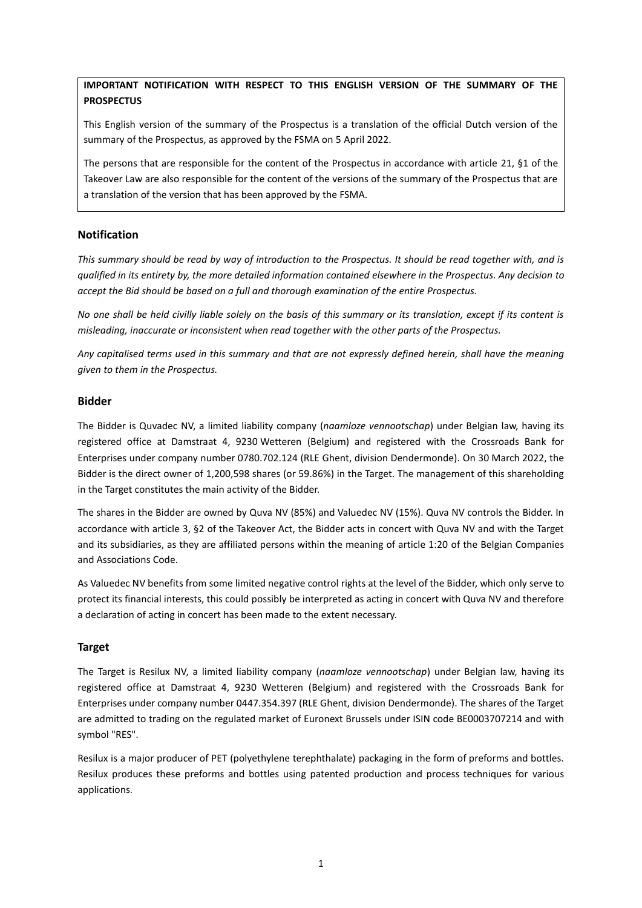**IMPORTANT NOTIFICATION WITH RESPECT TO THIS ENGLISH VERSION OF THE SUMMARY OF THE PROSPECTUS**

This English version of the summary of the Prospectus is a translation of the official Dutch version of the summary of the Prospectus, as approved by the FSMA on 5 April 2022.

The persons that are responsible for the content of the Prospectus in accordance with article 21, §1 of the Takeover Law are also responsible for the content of the versions of the summary of the Prospectus that are a translation of the version that has been approved by the FSMA.

## Notification

*This summary should be read by way of introduction to the Prospectus. It should be read together with, and is qualified in its entirety by, the more detailed information contained elsewhere in the Prospectus. Any decision to accept the Bid should be based on a full and thorough examination of the entire Prospectus.*

*No one shall be held civilly liable solely on the basis of this summary or its translation, except if its content is misleading, inaccurate or inconsistent when read together with the other parts of the Prospectus.*

*Any capitalised terms used in this summary and that are not expressly defined herein, shall have the meaning given to them in the Prospectus.*

## Bidder

The Bidder is Quvadec NV, a limited liability company (*naamloze vennootschap*) under Belgian law, having its registered office at Damstraat 4, 9230 Wetteren (Belgium) and registered with the Crossroads Bank for Enterprises under company number 0780.702.124 (RLE Ghent, division Dendermonde). On 30 March 2022, the Bidder is the direct owner of 1,200,598 shares (or 59.86%) in the Target. The management of this shareholding in the Target constitutes the main activity of the Bidder.

The shares in the Bidder are owned by Quva NV (85%) and Valuedec NV (15%). Quva NV controls the Bidder. In accordance with article 3, §2 of the Takeover Act, the Bidder acts in concert with Quva NV and with the Target and its subsidiaries, as they are affiliated persons within the meaning of article 1:20 of the Belgian Companies and Associations Code.

As Valuedec NV benefits from some limited negative control rights at the level of the Bidder, which only serve to protect its financial interests, this could possibly be interpreted as acting in concert with Quva NV and therefore a declaration of acting in concert has been made to the extent necessary.

## Target

The Target is Resilux NV, a limited liability company (*naamloze vennootschap*) under Belgian law, having its registered office at Damstraat 4, 9230 Wetteren (Belgium) and registered with the Crossroads Bank for Enterprises under company number 0447.354.397 (RLE Ghent, division Dendermonde). The shares of the Target are admitted to trading on the regulated market of Euronext Brussels under ISIN code BE0003707214 and with symbol "RES".

Resilux is a major producer of PET (polyethylene terephthalate) packaging in the form of preforms and bottles. Resilux produces these preforms and bottles using patented production and process techniques for various applications.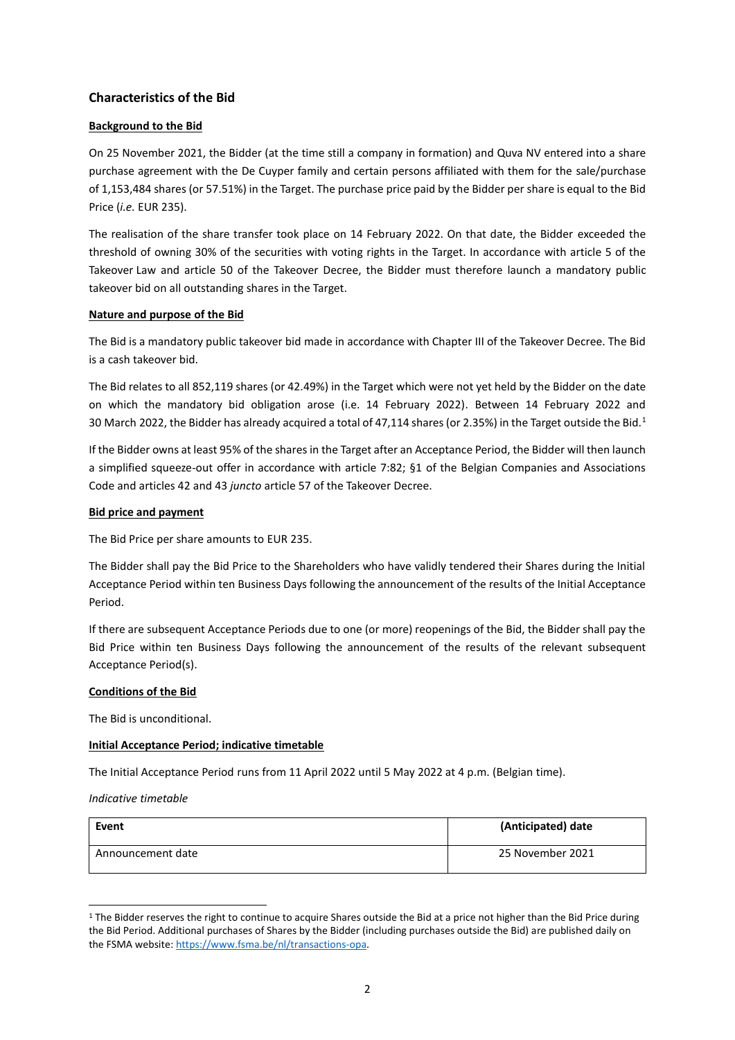## Characteristics of the Bid

**Background to the Bid**

On 25 November 2021, the Bidder (at the time still a company in formation) and Quva NV entered into a share purchase agreement with the De Cuyper family and certain persons affiliated with them for the sale/purchase of 1,153,484 shares (or 57.51%) in the Target. The purchase price paid by the Bidder per share is equal to the Bid Price (*i.e.* EUR 235).

The realisation of the share transfer took place on 14 February 2022. On that date, the Bidder exceeded the threshold of owning 30% of the securities with voting rights in the Target. In accordance with article 5 of the Takeover Law and article 50 of the Takeover Decree, the Bidder must therefore launch a mandatory public takeover bid on all outstanding shares in the Target.

**Nature and purpose of the Bid**

The Bid is a mandatory public takeover bid made in accordance with Chapter III of the Takeover Decree. The Bid is a cash takeover bid.

The Bid relates to all 852,119 shares (or 42.49%) in the Target which were not yet held by the Bidder on the date on which the mandatory bid obligation arose (i.e. 14 February 2022). Between 14 February 2022 and 30 March 2022, the Bidder has already acquired a total of 47,114 shares (or 2.35%) in the Target outside the Bid.[1]

If the Bidder owns at least 95% of the shares in the Target after an Acceptance Period, the Bidder will then launch a simplified squeeze-out offer in accordance with article 7:82; §1 of the Belgian Companies and Associations Code and articles 42 and 43 *juncto* article 57 of the Takeover Decree.

**Bid price and payment**

The Bid Price per share amounts to EUR 235.

The Bidder shall pay the Bid Price to the Shareholders who have validly tendered their Shares during the Initial Acceptance Period within ten Business Days following the announcement of the results of the Initial Acceptance Period.

If there are subsequent Acceptance Periods due to one (or more) reopenings of the Bid, the Bidder shall pay the Bid Price within ten Business Days following the announcement of the results of the relevant subsequent Acceptance Period(s).

**Conditions of the Bid**

The Bid is unconditional.

**Initial Acceptance Period; indicative timetable**

The Initial Acceptance Period runs from 11 April 2022 until 5 May 2022 at 4 p.m. (Belgian time).

*Indicative timetable*

| Event | (Anticipated) date |
|---|---|
| Announcement date | 25 November 2021 |

[1] The Bidder reserves the right to continue to acquire Shares outside the Bid at a price not higher than the Bid Price during the Bid Period. Additional purchases of Shares by the Bidder (including purchases outside the Bid) are published daily on the FSMA website: https://www.fsma.be/nl/transactions-opa.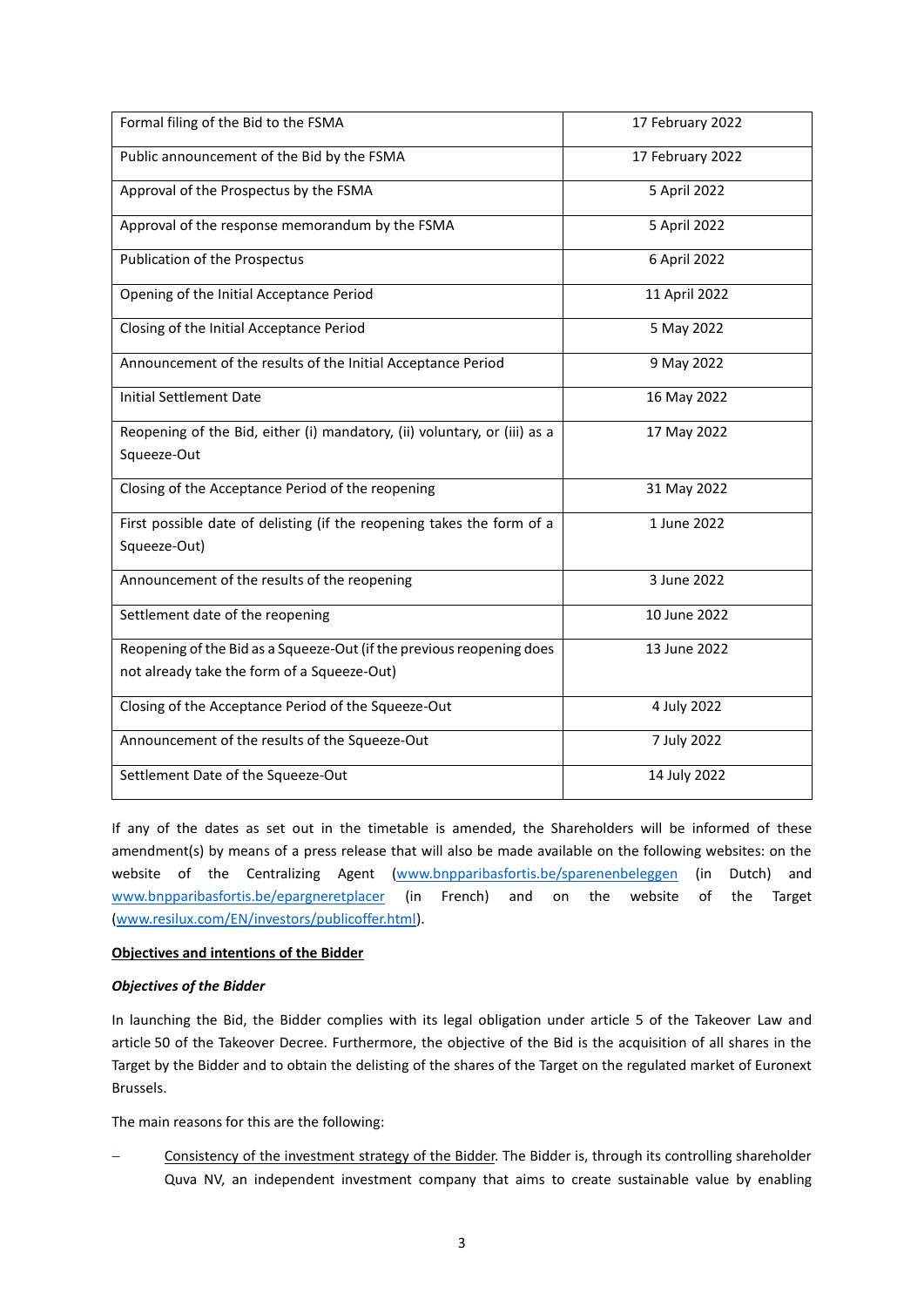| Formal filing of the Bid to the FSMA | 17 February 2022 |
| --- | --- |
| Public announcement of the Bid by the FSMA | 17 February 2022 |
| Approval of the Prospectus by the FSMA | 5 April 2022 |
| Approval of the response memorandum by the FSMA | 5 April 2022 |
| Publication of the Prospectus | 6 April 2022 |
| Opening of the Initial Acceptance Period | 11 April 2022 |
| Closing of the Initial Acceptance Period | 5 May 2022 |
| Announcement of the results of the Initial Acceptance Period | 9 May 2022 |
| Initial Settlement Date | 16 May 2022 |
| Reopening of the Bid, either (i) mandatory, (ii) voluntary, or (iii) as a Squeeze-Out | 17 May 2022 |
| Closing of the Acceptance Period of the reopening | 31 May 2022 |
| First possible date of delisting (if the reopening takes the form of a Squeeze-Out) | 1 June 2022 |
| Announcement of the results of the reopening | 3 June 2022 |
| Settlement date of the reopening | 10 June 2022 |
| Reopening of the Bid as a Squeeze-Out (if the previous reopening does not already take the form of a Squeeze-Out) | 13 June 2022 |
| Closing of the Acceptance Period of the Squeeze-Out | 4 July 2022 |
| Announcement of the results of the Squeeze-Out | 7 July 2022 |
| Settlement Date of the Squeeze-Out | 14 July 2022 |

If any of the dates as set out in the timetable is amended, the Shareholders will be informed of these amendment(s) by means of a press release that will also be made available on the following websites: on the website of the Centralizing Agent (www.bnpparibasfortis.be/sparenenbeleggen (in Dutch) and www.bnpparibasfortis.be/epargneretplacer (in French) and on the website of the Target (www.resilux.com/EN/investors/publicoffer.html).

**Objectives and intentions of the Bidder**

***Objectives of the Bidder***

In launching the Bid, the Bidder complies with its legal obligation under article 5 of the Takeover Law and article 50 of the Takeover Decree. Furthermore, the objective of the Bid is the acquisition of all shares in the Target by the Bidder and to obtain the delisting of the shares of the Target on the regulated market of Euronext Brussels.

The main reasons for this are the following:

- Consistency of the investment strategy of the Bidder. The Bidder is, through its controlling shareholder Quva NV, an independent investment company that aims to create sustainable value by enabling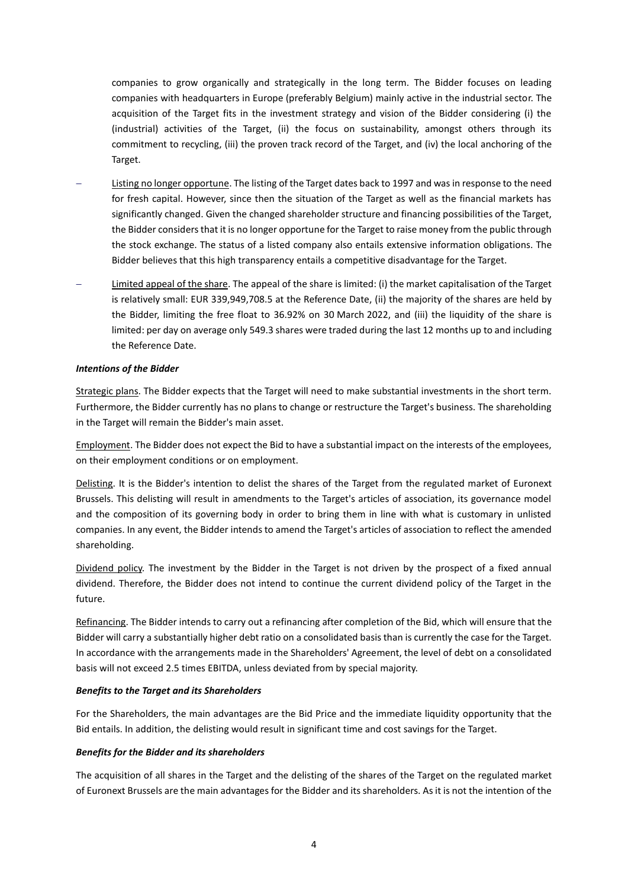companies to grow organically and strategically in the long term. The Bidder focuses on leading companies with headquarters in Europe (preferably Belgium) mainly active in the industrial sector. The acquisition of the Target fits in the investment strategy and vision of the Bidder considering (i) the (industrial) activities of the Target, (ii) the focus on sustainability, amongst others through its commitment to recycling, (iii) the proven track record of the Target, and (iv) the local anchoring of the Target.

- Listing no longer opportune. The listing of the Target dates back to 1997 and was in response to the need for fresh capital. However, since then the situation of the Target as well as the financial markets has significantly changed. Given the changed shareholder structure and financing possibilities of the Target, the Bidder considers that it is no longer opportune for the Target to raise money from the public through the stock exchange. The status of a listed company also entails extensive information obligations. The Bidder believes that this high transparency entails a competitive disadvantage for the Target.
- Limited appeal of the share. The appeal of the share is limited: (i) the market capitalisation of the Target is relatively small: EUR 339,949,708.5 at the Reference Date, (ii) the majority of the shares are held by the Bidder, limiting the free float to 36.92% on 30 March 2022, and (iii) the liquidity of the share is limited: per day on average only 549.3 shares were traded during the last 12 months up to and including the Reference Date.

***Intentions of the Bidder***

Strategic plans. The Bidder expects that the Target will need to make substantial investments in the short term. Furthermore, the Bidder currently has no plans to change or restructure the Target's business. The shareholding in the Target will remain the Bidder's main asset.

Employment. The Bidder does not expect the Bid to have a substantial impact on the interests of the employees, on their employment conditions or on employment.

Delisting. It is the Bidder's intention to delist the shares of the Target from the regulated market of Euronext Brussels. This delisting will result in amendments to the Target's articles of association, its governance model and the composition of its governing body in order to bring them in line with what is customary in unlisted companies. In any event, the Bidder intends to amend the Target's articles of association to reflect the amended shareholding.

Dividend policy. The investment by the Bidder in the Target is not driven by the prospect of a fixed annual dividend. Therefore, the Bidder does not intend to continue the current dividend policy of the Target in the future.

Refinancing. The Bidder intends to carry out a refinancing after completion of the Bid, which will ensure that the Bidder will carry a substantially higher debt ratio on a consolidated basis than is currently the case for the Target. In accordance with the arrangements made in the Shareholders' Agreement, the level of debt on a consolidated basis will not exceed 2.5 times EBITDA, unless deviated from by special majority.

***Benefits to the Target and its Shareholders***

For the Shareholders, the main advantages are the Bid Price and the immediate liquidity opportunity that the Bid entails. In addition, the delisting would result in significant time and cost savings for the Target.

***Benefits for the Bidder and its shareholders***

The acquisition of all shares in the Target and the delisting of the shares of the Target on the regulated market of Euronext Brussels are the main advantages for the Bidder and its shareholders. As it is not the intention of the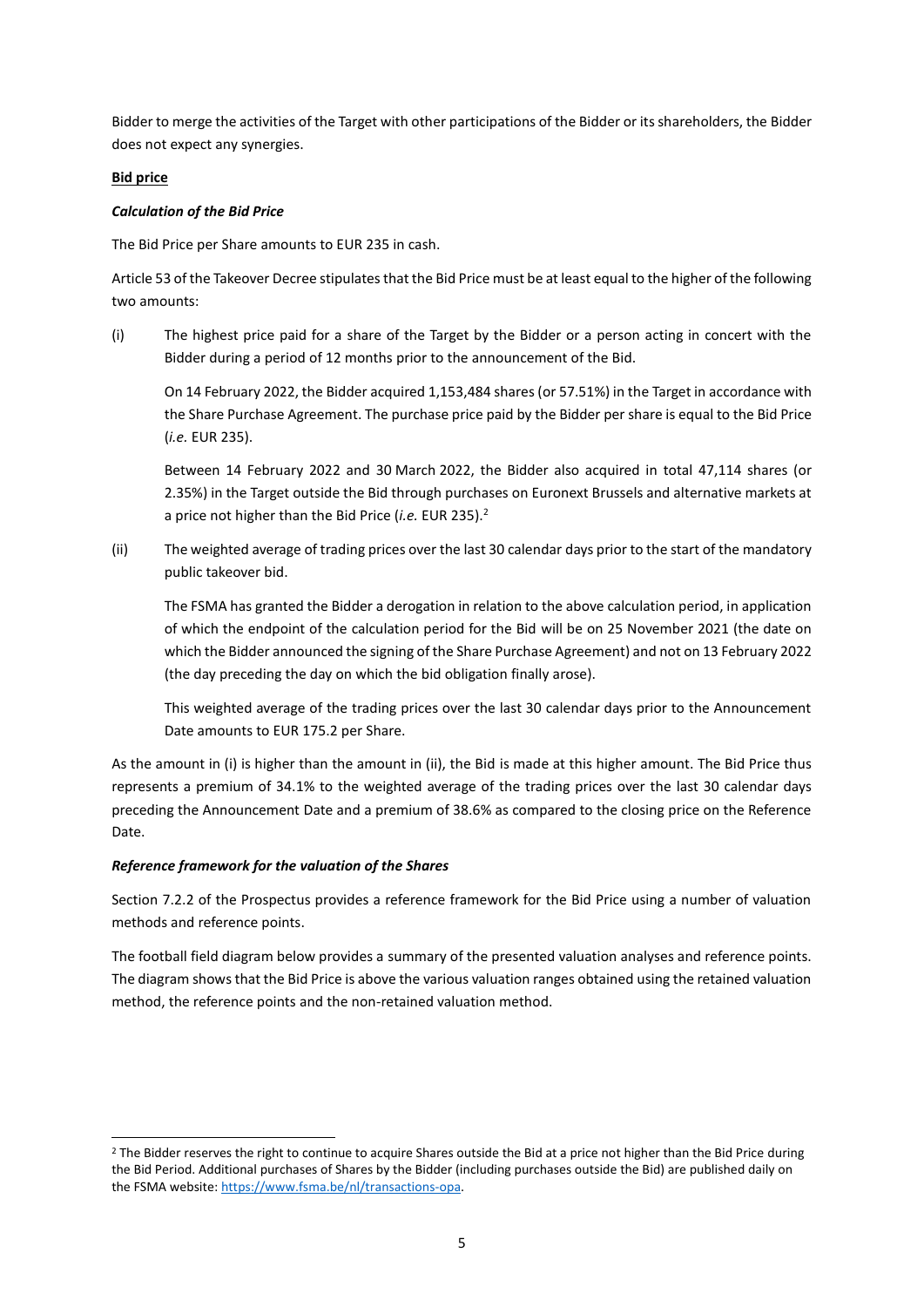Bidder to merge the activities of the Target with other participations of the Bidder or its shareholders, the Bidder does not expect any synergies.

**Bid price**

***Calculation of the Bid Price***

The Bid Price per Share amounts to EUR 235 in cash.

Article 53 of the Takeover Decree stipulates that the Bid Price must be at least equal to the higher of the following two amounts:

(i) The highest price paid for a share of the Target by the Bidder or a person acting in concert with the Bidder during a period of 12 months prior to the announcement of the Bid.

 On 14 February 2022, the Bidder acquired 1,153,484 shares (or 57.51%) in the Target in accordance with the Share Purchase Agreement. The purchase price paid by the Bidder per share is equal to the Bid Price (*i.e.* EUR 235).

 Between 14 February 2022 and 30 March 2022, the Bidder also acquired in total 47,114 shares (or 2.35%) in the Target outside the Bid through purchases on Euronext Brussels and alternative markets at a price not higher than the Bid Price (*i.e.* EUR 235).[2]

(ii) The weighted average of trading prices over the last 30 calendar days prior to the start of the mandatory public takeover bid.

 The FSMA has granted the Bidder a derogation in relation to the above calculation period, in application of which the endpoint of the calculation period for the Bid will be on 25 November 2021 (the date on which the Bidder announced the signing of the Share Purchase Agreement) and not on 13 February 2022 (the day preceding the day on which the bid obligation finally arose).

 This weighted average of the trading prices over the last 30 calendar days prior to the Announcement Date amounts to EUR 175.2 per Share.

As the amount in (i) is higher than the amount in (ii), the Bid is made at this higher amount. The Bid Price thus represents a premium of 34.1% to the weighted average of the trading prices over the last 30 calendar days preceding the Announcement Date and a premium of 38.6% as compared to the closing price on the Reference Date.

***Reference framework for the valuation of the Shares***

Section 7.2.2 of the Prospectus provides a reference framework for the Bid Price using a number of valuation methods and reference points.

The football field diagram below provides a summary of the presented valuation analyses and reference points. The diagram shows that the Bid Price is above the various valuation ranges obtained using the retained valuation method, the reference points and the non-retained valuation method.

[2] The Bidder reserves the right to continue to acquire Shares outside the Bid at a price not higher than the Bid Price during the Bid Period. Additional purchases of Shares by the Bidder (including purchases outside the Bid) are published daily on the FSMA website: https://www.fsma.be/nl/transactions-opa.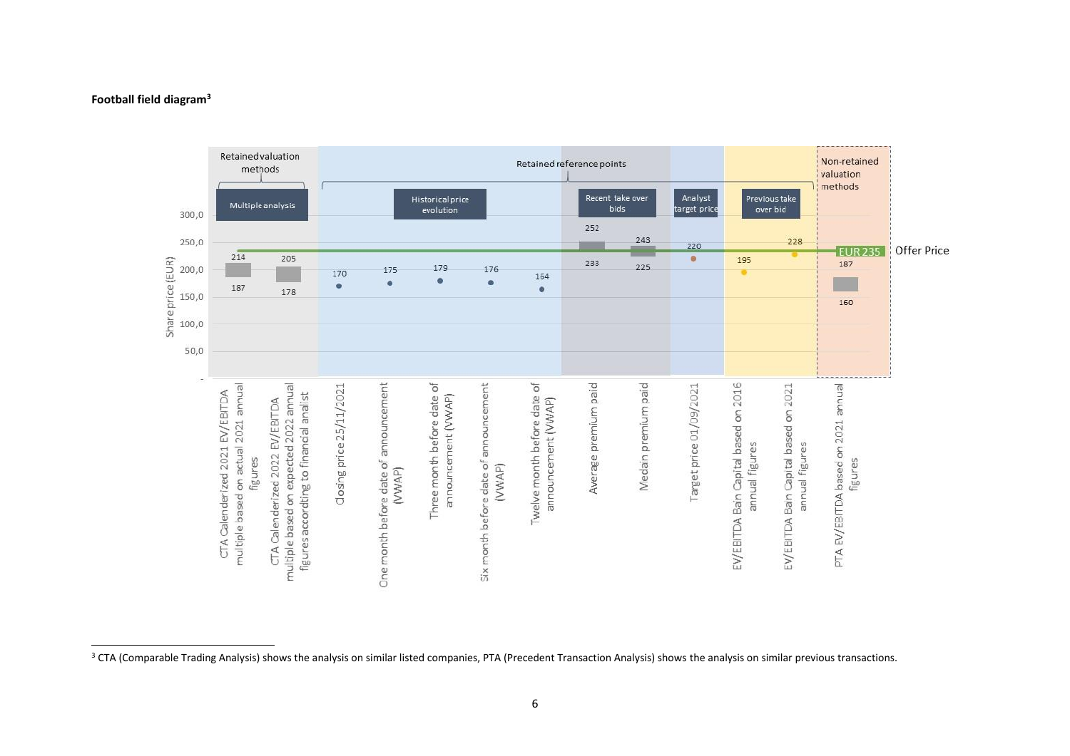**Football field diagram**[3]

Share price (EUR) — Offer Price: EUR 235

| Category | Group | Item | Low | High / Value |
| --- | --- | --- | --- | --- |
| Retained valuation methods | Multiple analysis | CTA Calenderized 2021 EV/EBITDA multiple based on actual 2021 annual figures | 187 | 214 |
| Retained valuation methods | Multiple analysis | CTA Calenderized 2022 EV/EBITDA multiple based on expected 2022 annual figures according to financial analist | 178 | 205 |
| Retained reference points | Historical price evolution | Closing price 25/11/2021 | | 170 |
| Retained reference points | Historical price evolution | One month before date of announcement (VWAP) | | 175 |
| Retained reference points | Historical price evolution | Three month before date of announcement (VWAP) | | 179 |
| Retained reference points | Historical price evolution | Six month before date of announcement (VWAP) | | 176 |
| Retained reference points | Historical price evolution | Twelve month before date of announcement (VWAP) | | 164 |
| Retained reference points | Recent take over bids | Average premium paid | 233 | 252 |
| Retained reference points | Recent take over bids | Median premium paid | 225 | 243 |
| Retained reference points | Analyst target price | Target price 01/09/2021 | | 220 |
| Retained reference points | Previous take over bid | EV/EBITDA Bain Capital based on 2016 annual figures | | 195 |
| Retained reference points | Previous take over bid | EV/EBITDA Bain Capital based on 2021 annual figures | | 228 |
| Non-retained valuation methods | | PTA EV/EBITDA based on 2021 annual figures | 160 | 187 |

[3] CTA (Comparable Trading Analysis) shows the analysis on similar listed companies, PTA (Precedent Transaction Analysis) shows the analysis on similar previous transactions.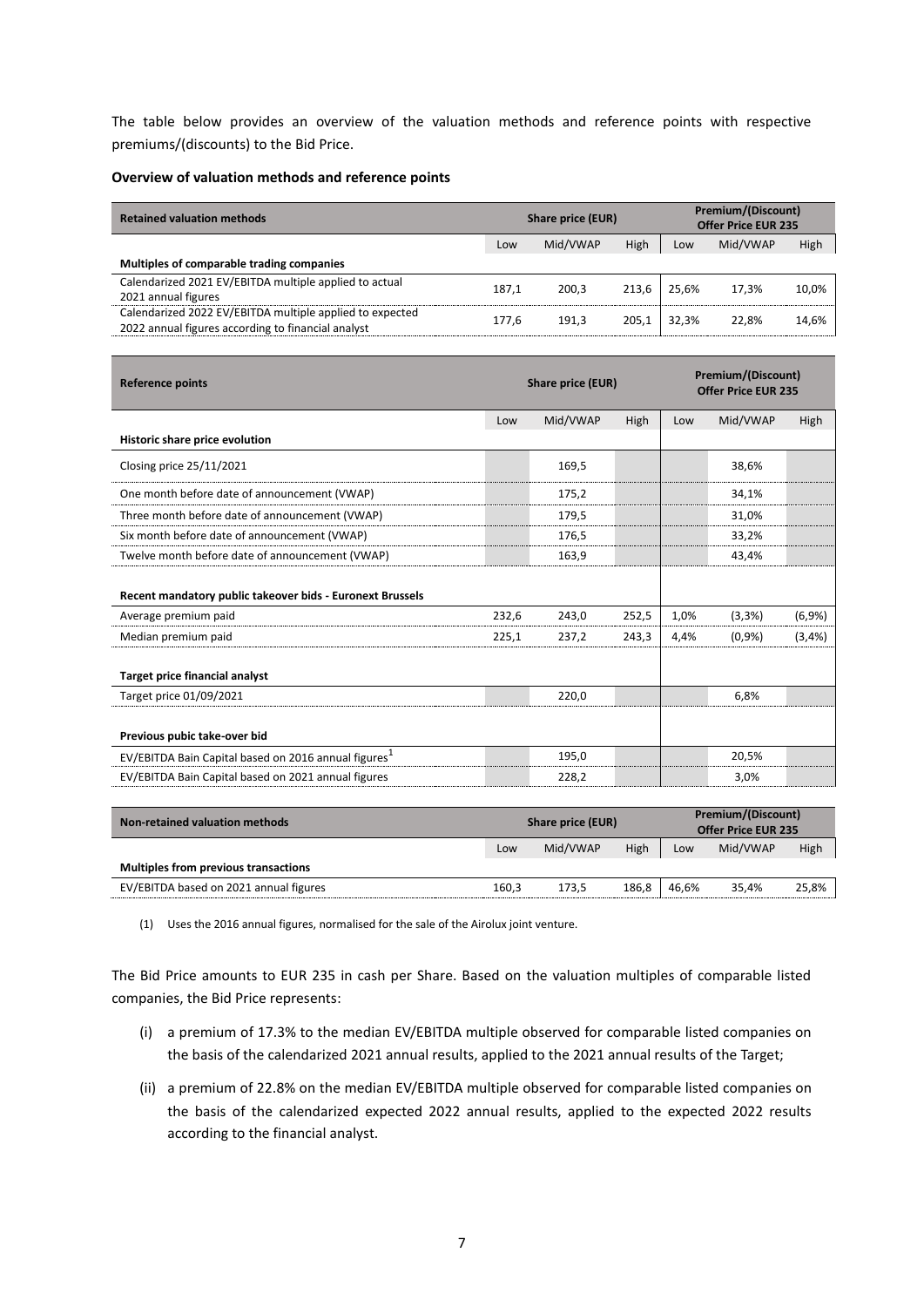The table below provides an overview of the valuation methods and reference points with respective premiums/(discounts) to the Bid Price.

**Overview of valuation methods and reference points**

| Retained valuation methods | Share price (EUR) | | | Premium/(Discount) Offer Price EUR 235 | | |
|---|---|---|---|---|---|---|
| | Low | Mid/VWAP | High | Low | Mid/VWAP | High |
| **Multiples of comparable trading companies** | | | | | | |
| Calendarized 2021 EV/EBITDA multiple applied to actual 2021 annual figures | 187,1 | 200,3 | 213,6 | 25,6% | 17,3% | 10,0% |
| Calendarized 2022 EV/EBITDA multiple applied to expected 2022 annual figures according to financial analyst | 177,6 | 191,3 | 205,1 | 32,3% | 22,8% | 14,6% |

| Reference points | Share price (EUR) | | | Premium/(Discount) Offer Price EUR 235 | | |
|---|---|---|---|---|---|---|
| | Low | Mid/VWAP | High | Low | Mid/VWAP | High |
| **Historic share price evolution** | | | | | | |
| Closing price 25/11/2021 | | 169,5 | | | 38,6% | |
| One month before date of announcement (VWAP) | | 175,2 | | | 34,1% | |
| Three month before date of announcement (VWAP) | | 179,5 | | | 31,0% | |
| Six month before date of announcement (VWAP) | | 176,5 | | | 33,2% | |
| Twelve month before date of announcement (VWAP) | | 163,9 | | | 43,4% | |
| **Recent mandatory public takeover bids - Euronext Brussels** | | | | | | |
| Average premium paid | 232,6 | 243,0 | 252,5 | 1,0% | (3,3%) | (6,9%) |
| Median premium paid | 225,1 | 237,2 | 243,3 | 4,4% | (0,9%) | (3,4%) |
| **Target price financial analyst** | | | | | | |
| Target price 01/09/2021 | | 220,0 | | | 6,8% | |
| **Previous pubic take-over bid** | | | | | | |
| EV/EBITDA Bain Capital based on 2016 annual figures[1] | | 195,0 | | | 20,5% | |
| EV/EBITDA Bain Capital based on 2021 annual figures | | 228,2 | | | 3,0% | |

| Non-retained valuation methods | Share price (EUR) | | | Premium/(Discount) Offer Price EUR 235 | | |
|---|---|---|---|---|---|---|
| | Low | Mid/VWAP | High | Low | Mid/VWAP | High |
| **Multiples from previous transactions** | | | | | | |
| EV/EBITDA based on 2021 annual figures | 160,3 | 173,5 | 186,8 | 46,6% | 35,4% | 25,8% |

(1) Uses the 2016 annual figures, normalised for the sale of the Airolux joint venture.

The Bid Price amounts to EUR 235 in cash per Share. Based on the valuation multiples of comparable listed companies, the Bid Price represents:

(i) a premium of 17.3% to the median EV/EBITDA multiple observed for comparable listed companies on the basis of the calendarized 2021 annual results, applied to the 2021 annual results of the Target;

(ii) a premium of 22.8% on the median EV/EBITDA multiple observed for comparable listed companies on the basis of the calendarized expected 2022 annual results, applied to the expected 2022 results according to the financial analyst.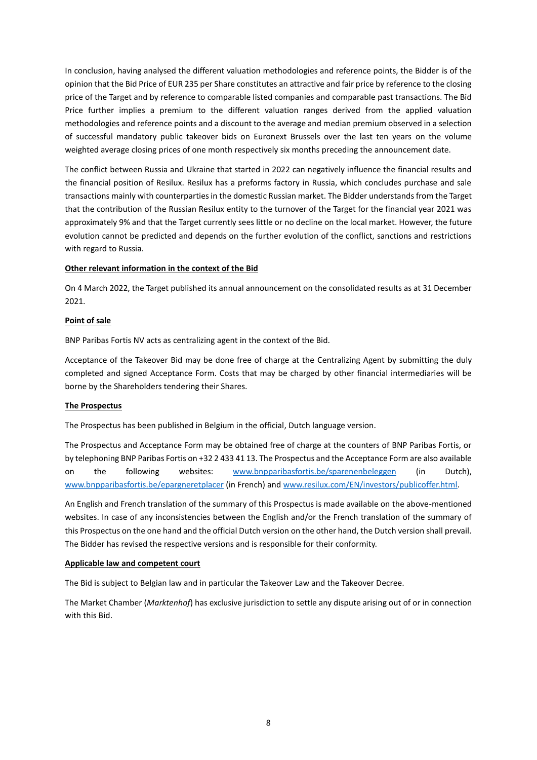In conclusion, having analysed the different valuation methodologies and reference points, the Bidder is of the opinion that the Bid Price of EUR 235 per Share constitutes an attractive and fair price by reference to the closing price of the Target and by reference to comparable listed companies and comparable past transactions. The Bid Price further implies a premium to the different valuation ranges derived from the applied valuation methodologies and reference points and a discount to the average and median premium observed in a selection of successful mandatory public takeover bids on Euronext Brussels over the last ten years on the volume weighted average closing prices of one month respectively six months preceding the announcement date.

The conflict between Russia and Ukraine that started in 2022 can negatively influence the financial results and the financial position of Resilux. Resilux has a preforms factory in Russia, which concludes purchase and sale transactions mainly with counterparties in the domestic Russian market. The Bidder understands from the Target that the contribution of the Russian Resilux entity to the turnover of the Target for the financial year 2021 was approximately 9% and that the Target currently sees little or no decline on the local market. However, the future evolution cannot be predicted and depends on the further evolution of the conflict, sanctions and restrictions with regard to Russia.

**Other relevant information in the context of the Bid**

On 4 March 2022, the Target published its annual announcement on the consolidated results as at 31 December 2021.

**Point of sale**

BNP Paribas Fortis NV acts as centralizing agent in the context of the Bid.

Acceptance of the Takeover Bid may be done free of charge at the Centralizing Agent by submitting the duly completed and signed Acceptance Form. Costs that may be charged by other financial intermediaries will be borne by the Shareholders tendering their Shares.

**The Prospectus**

The Prospectus has been published in Belgium in the official, Dutch language version.

The Prospectus and Acceptance Form may be obtained free of charge at the counters of BNP Paribas Fortis, or by telephoning BNP Paribas Fortis on +32 2 433 41 13. The Prospectus and the Acceptance Form are also available on the following websites: www.bnpparibasfortis.be/sparenenbeleggen (in Dutch), www.bnpparibasfortis.be/epargneretplacer (in French) and www.resilux.com/EN/investors/publicoffer.html.

An English and French translation of the summary of this Prospectus is made available on the above-mentioned websites. In case of any inconsistencies between the English and/or the French translation of the summary of this Prospectus on the one hand and the official Dutch version on the other hand, the Dutch version shall prevail. The Bidder has revised the respective versions and is responsible for their conformity.

**Applicable law and competent court**

The Bid is subject to Belgian law and in particular the Takeover Law and the Takeover Decree.

The Market Chamber (*Marktenhof*) has exclusive jurisdiction to settle any dispute arising out of or in connection with this Bid.